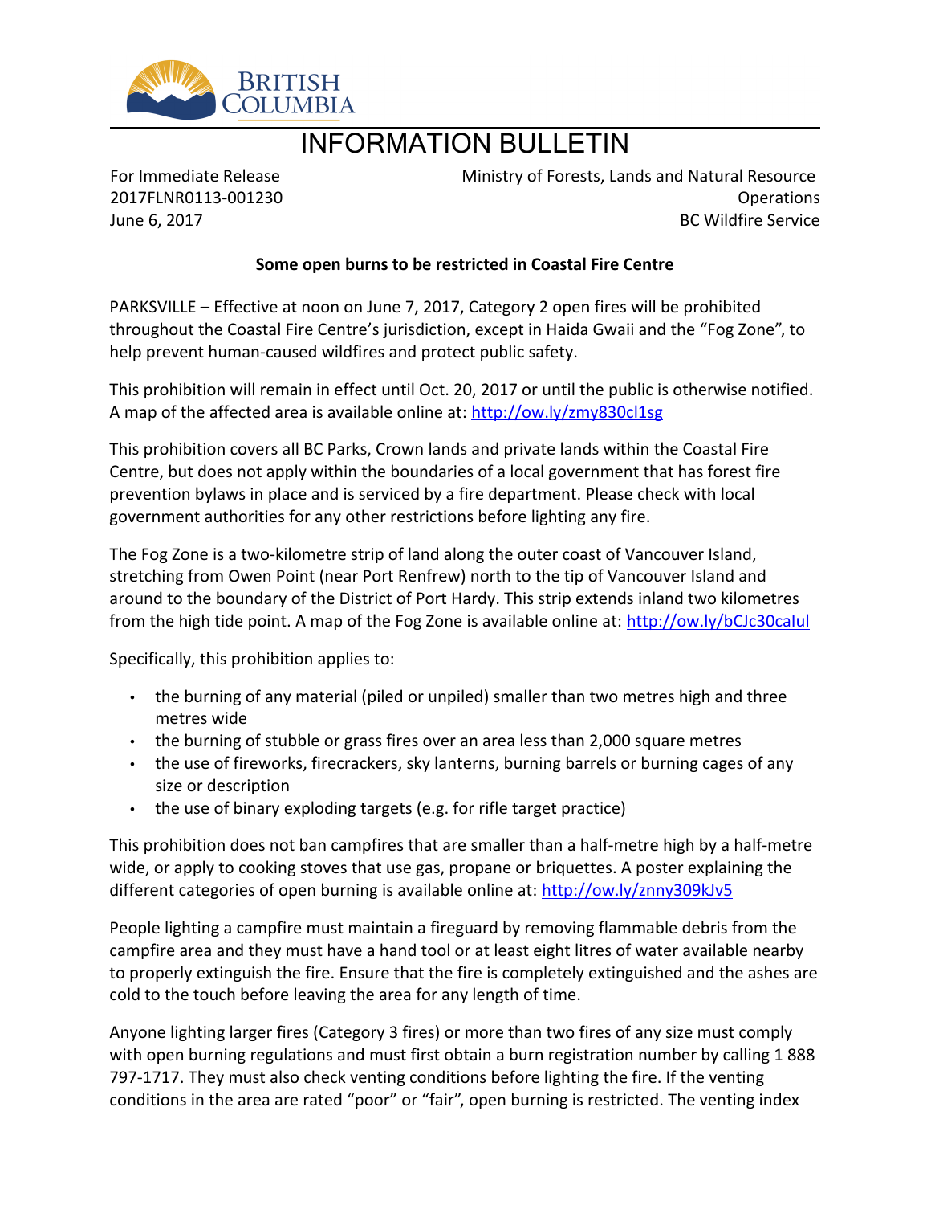BRITISH COLUMBIA

# INFORMATION BULLETIN

For Immediate Release
2017FLNR0113-001230
June 6, 2017

Ministry of Forests, Lands and Natural Resource Operations
BC Wildfire Service

**Some open burns to be restricted in Coastal Fire Centre**

PARKSVILLE – Effective at noon on June 7, 2017, Category 2 open fires will be prohibited throughout the Coastal Fire Centre's jurisdiction, except in Haida Gwaii and the "Fog Zone", to help prevent human-caused wildfires and protect public safety.

This prohibition will remain in effect until Oct. 20, 2017 or until the public is otherwise notified. A map of the affected area is available online at: http://ow.ly/zmy830cl1sg

This prohibition covers all BC Parks, Crown lands and private lands within the Coastal Fire Centre, but does not apply within the boundaries of a local government that has forest fire prevention bylaws in place and is serviced by a fire department. Please check with local government authorities for any other restrictions before lighting any fire.

The Fog Zone is a two-kilometre strip of land along the outer coast of Vancouver Island, stretching from Owen Point (near Port Renfrew) north to the tip of Vancouver Island and around to the boundary of the District of Port Hardy. This strip extends inland two kilometres from the high tide point. A map of the Fog Zone is available online at: http://ow.ly/bCJc30caIul

Specifically, this prohibition applies to:

- the burning of any material (piled or unpiled) smaller than two metres high and three metres wide
- the burning of stubble or grass fires over an area less than 2,000 square metres
- the use of fireworks, firecrackers, sky lanterns, burning barrels or burning cages of any size or description
- the use of binary exploding targets (e.g. for rifle target practice)

This prohibition does not ban campfires that are smaller than a half-metre high by a half-metre wide, or apply to cooking stoves that use gas, propane or briquettes. A poster explaining the different categories of open burning is available online at: http://ow.ly/znny309kJv5

People lighting a campfire must maintain a fireguard by removing flammable debris from the campfire area and they must have a hand tool or at least eight litres of water available nearby to properly extinguish the fire. Ensure that the fire is completely extinguished and the ashes are cold to the touch before leaving the area for any length of time.

Anyone lighting larger fires (Category 3 fires) or more than two fires of any size must comply with open burning regulations and must first obtain a burn registration number by calling 1 888 797-1717. They must also check venting conditions before lighting the fire. If the venting conditions in the area are rated "poor" or "fair", open burning is restricted. The venting index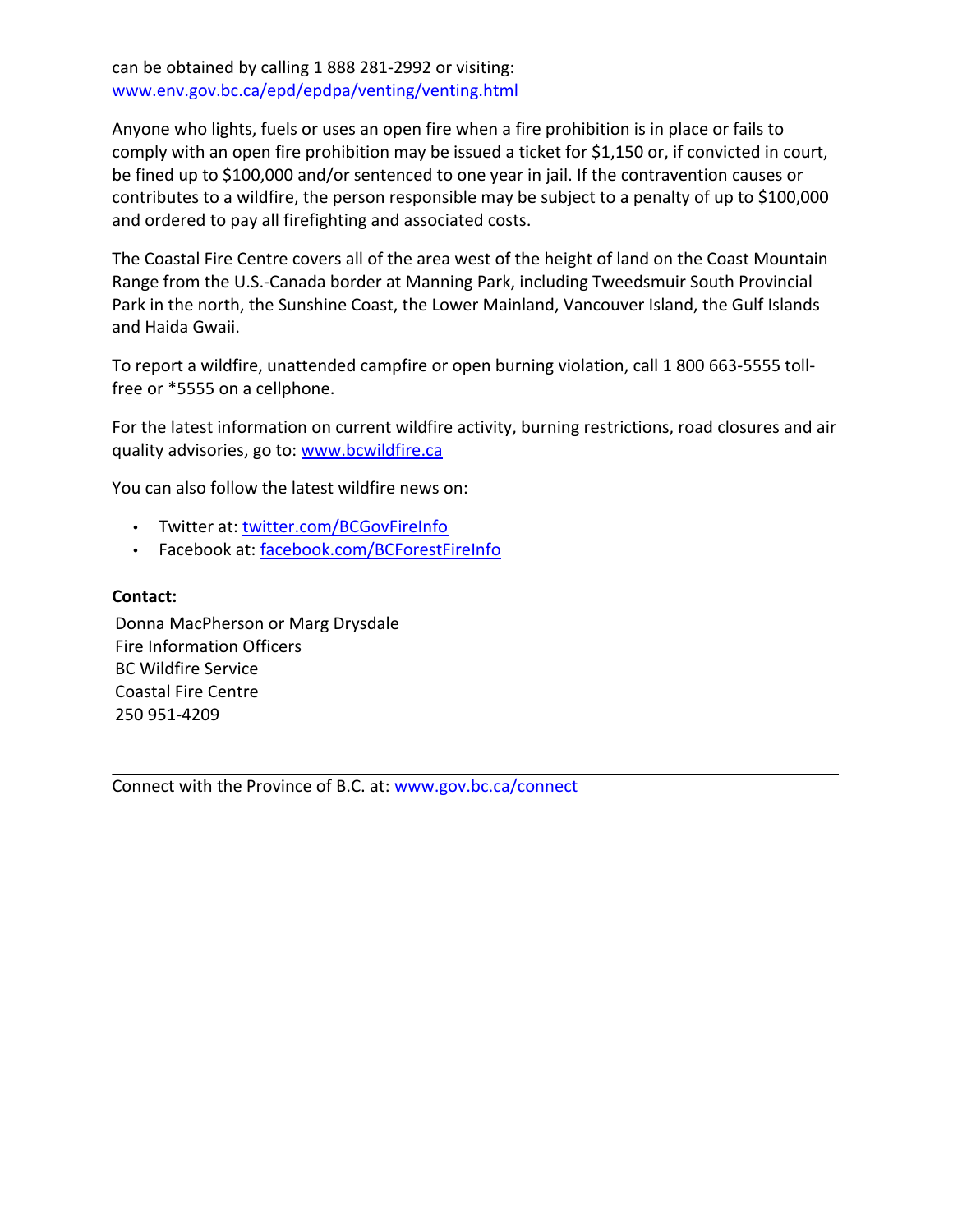can be obtained by calling 1 888 281-2992 or visiting: [www.env.gov.bc.ca/epd/epdpa/venting/venting.html](www.env.gov.bc.ca/epd/epdpa/venting/venting.html)

Anyone who lights, fuels or uses an open fire when a fire prohibition is in place or fails to comply with an open fire prohibition may be issued a ticket for $1,150 or, if convicted in court, be fined up to $100,000 and/or sentenced to one year in jail. If the contravention causes or contributes to a wildfire, the person responsible may be subject to a penalty of up to $100,000 and ordered to pay all firefighting and associated costs.

The Coastal Fire Centre covers all of the area west of the height of land on the Coast Mountain Range from the U.S.-Canada border at Manning Park, including Tweedsmuir South Provincial Park in the north, the Sunshine Coast, the Lower Mainland, Vancouver Island, the Gulf Islands and Haida Gwaii.

To report a wildfire, unattended campfire or open burning violation, call 1 800 663-5555 toll-free or *5555 on a cellphone.

For the latest information on current wildfire activity, burning restrictions, road closures and air quality advisories, go to: [www.bcwildfire.ca](www.bcwildfire.ca)

You can also follow the latest wildfire news on:

- Twitter at: [twitter.com/BCGovFireInfo](twitter.com/BCGovFireInfo)
- Facebook at: [facebook.com/BCForestFireInfo](facebook.com/BCForestFireInfo)

**Contact:**

Donna MacPherson or Marg Drysdale
Fire Information Officers
BC Wildfire Service
Coastal Fire Centre
250 951-4209

---

Connect with the Province of B.C. at: www.gov.bc.ca/connect